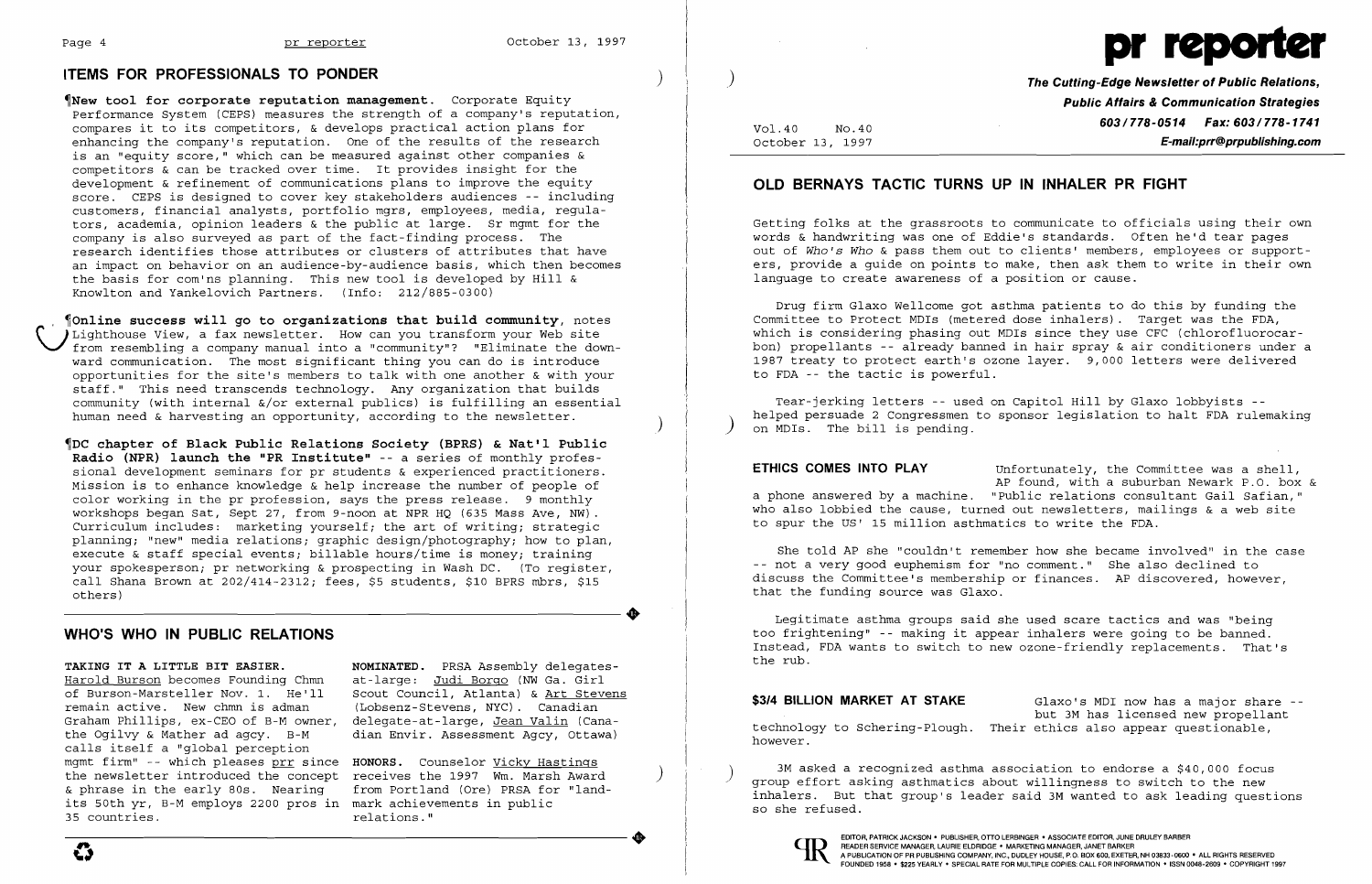## ITEMS FOR PROFESSIONALS TO PONDER

¶**New tool for corporate reputation management.** Corporate Equity Performance System (CEPS) measures the strength of a company's reputation, compares it to its competitors, & develops practical action plans for enhancing the company's reputation. One of the results of the research is an "equity score," which can be measured against other companies & competitors & can be tracked over time. It provides insight for the development & refinement of communications plans to improve the equity score. CEPS is designed to cover key stakeholders audiences -- including customers, financial analysts, portfolio mgrs, employees, media, regulators, academia, opinion leaders & the public at large. Sr mgmt for the company is also surveyed as part of the fact-finding process. The research identifies those attributes or clusters of attributes that have an impact on behavior on an audience-by-audience basis, which then becomes the basis for com'ns planning. This new tool is developed by Hill & Knowlton and Yankelovich Partners. (Info: 212/885-0300)

¶**Online success will go to organizations that build community,** notes Lighthouse View, a fax newsletter. How can you transform your Web site from resembling a company manual into a "community"? "Eliminate the downward communication. The most significant thing you can do is introduce opportunities for the site's members to talk with one another & with your staff." This need transcends technology. Any organization that builds community (with internal &/or external publics) is fulfilling an essential human need & harvesting an opportunity, according to the newsletter.

¶**DC chapter of Black Public Relations Society (BPRS) & Nat'l Public Radio (NPR) launch the "PR Institute"** -- a series of monthly professional development seminars for pr students & experienced practitioners. Mission is to enhance knowledge & help increase the number of people of color working in the pr profession, says the press release. 9 monthly workshops began Sat, Sept 27, from 9-noon at NPR HQ (635 Mass Ave, NW). Curriculum includes: marketing yourself; the art of writing; strategic planning; "new" media relations; graphic design/photography; how to plan, execute & staff special events; billable hours/time is money; training your spokesperson; pr networking & prospecting in Wash DC. (To register, call Shana Brown at 202/414-2312; fees, $5 students, $10 BPRS mbrs, $15 others)

## WHO'S WHO IN PUBLIC RELATIONS

**TAKING IT A LITTLE BIT EASIER.** Harold Burson becomes Founding Chmn of Burson-Marsteller Nov. 1. He'll remain active. New chmn is adman Graham Phillips, ex-CEO of B-M owner, the Ogilvy & Mather ad agcy. B-M calls itself a "global perception mgmt firm" -- which pleases prr since the newsletter introduced the concept & phrase in the early 80s. Nearing its 50th yr, B-M employs 2200 pros in 35 countries.

**NOMINATED.** PRSA Assembly delegates-at-large: Judi Borgo (NW Ga. Girl Scout Council, Atlanta) & Art Stevens (Lobsenz-Stevens, NYC). Canadian delegate-at-large, Jean Valin (Canadian Envir. Assessment Agcy, Ottawa)

**HONORS.** Counselor Vicky Hastings receives the 1997 Wm. Marsh Award from Portland (Ore) PRSA for "landmark achievements in public relations."

# pr reporter

***The Cutting-Edge Newsletter of Public Relations, Public Affairs & Communication Strategies***

***603/778-0514 Fax: 603/778-1741***

***E-mail:prr@prpublishing.com***

Vol.40 No.40
October 13, 1997

## OLD BERNAYS TACTIC TURNS UP IN INHALER PR FIGHT

Getting folks at the grassroots to communicate to officials using their own words & handwriting was one of Eddie's standards. Often he'd tear pages out of *Who's Who* & pass them out to clients' members, employees or supporters, provide a guide on points to make, then ask them to write in their own language to create awareness of a position or cause.

Drug firm Glaxo Wellcome got asthma patients to do this by funding the Committee to Protect MDIs (metered dose inhalers). Target was the FDA, which is considering phasing out MDIs since they use CFC (chlorofluorocarbon) propellants -- already banned in hair spray & air conditioners under a 1987 treaty to protect earth's ozone layer. 9,000 letters were delivered to FDA -- the tactic is powerful.

Tear-jerking letters -- used on Capitol Hill by Glaxo lobbyists -- helped persuade 2 Congressmen to sponsor legislation to halt FDA rulemaking on MDIs. The bill is pending.

**ETHICS COMES INTO PLAY** Unfortunately, the Committee was a shell, AP found, with a suburban Newark P.O. box & a phone answered by a machine. "Public relations consultant Gail Safian," who also lobbied the cause, turned out newsletters, mailings & a web site to spur the US' 15 million asthmatics to write the FDA.

She told AP she "couldn't remember how she became involved" in the case -- not a very good euphemism for "no comment." She also declined to discuss the Committee's membership or finances. AP discovered, however, that the funding source was Glaxo.

Legitimate asthma groups said she used scare tactics and was "being too frightening" -- making it appear inhalers were going to be banned. Instead, FDA wants to switch to new ozone-friendly replacements. That's the rub.

**$3/4 BILLION MARKET AT STAKE** Glaxo's MDI now has a major share -- but 3M has licensed new propellant technology to Schering-Plough. Their ethics also appear questionable, however.

3M asked a recognized asthma association to endorse a $40,000 focus group effort asking asthmatics about willingness to switch to the new inhalers. But that group's leader said 3M wanted to ask leading questions so she refused.

EDITOR, PATRICK JACKSON • PUBLISHER, OTTO LERBINGER • ASSOCIATE EDITOR, JUNE DRULEY BARBER
READER SERVICE MANAGER, LAURIE ELDRIDGE • MARKETING MANAGER, JANET BARKER
A PUBLICATION OF PR PUBLISHING COMPANY, INC., DUDLEY HOUSE, P.O. BOX 600, EXETER, NH 03833-0600 • ALL RIGHTS RESERVED
FOUNDED 1958 • $225 YEARLY • SPECIAL RATE FOR MULTIPLE COPIES: CALL FOR INFORMATION • ISSN 0048-2609 • COPYRIGHT 1997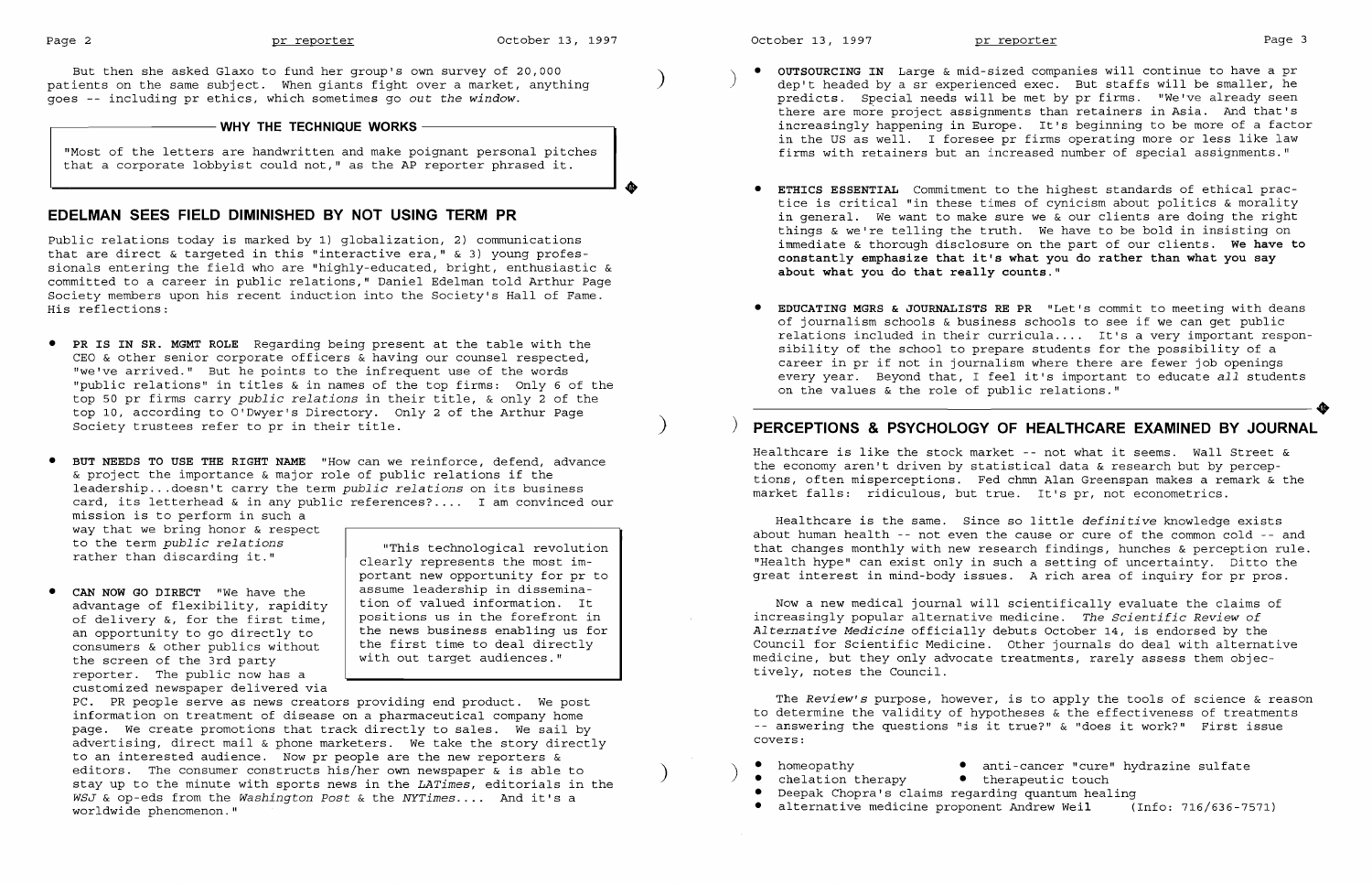But then she asked Glaxo to fund her group's own survey of 20,000 patients on the same subject. When giants fight over a market, anything goes -- including pr ethics, which sometimes go *out the window*.

**WHY THE TECHNIQUE WORKS**

"Most of the letters are handwritten and make poignant personal pitches that a corporate lobbyist could not," as the AP reporter phrased it.

## EDELMAN SEES FIELD DIMINISHED BY NOT USING TERM PR

Public relations today is marked by 1) globalization, 2) communications that are direct & targeted in this "interactive era," & 3) young professionals entering the field who are "highly-educated, bright, enthusiastic & committed to a career in public relations," Daniel Edelman told Arthur Page Society members upon his recent induction into the Society's Hall of Fame. His reflections:

- **PR IS IN SR. MGMT ROLE** Regarding being present at the table with the CEO & other senior corporate officers & having our counsel respected, "we've arrived." But he points to the infrequent use of the words "public relations" in titles & in names of the top firms: Only 6 of the top 50 pr firms carry *public relations* in their title, & only 2 of the top 10, according to O'Dwyer's Directory. Only 2 of the Arthur Page Society trustees refer to pr in their title.

- **BUT NEEDS TO USE THE RIGHT NAME** "How can we reinforce, defend, advance & project the importance & major role of public relations if the leadership...doesn't carry the term *public relations* on its business card, its letterhead & in any public references?.... I am convinced our mission is to perform in such a way that we bring honor & respect to the term *public relations* rather than discarding it."

- **CAN NOW GO DIRECT** "We have the advantage of flexibility, rapidity of delivery &, for the first time, an opportunity to go directly to consumers & other publics without the screen of the 3rd party reporter. The public now has a customized newspaper delivered via PC. PR people serve as news creators providing end product. We post information on treatment of disease on a pharmaceutical company home page. We create promotions that track directly to sales. We sail by advertising, direct mail & phone marketers. We take the story directly to an interested audience. Now pr people are the new reporters & editors. The consumer constructs his/her own newspaper & is able to stay up to the minute with sports news in the *LATimes*, editorials in the *WSJ* & op-eds from the *Washington Post* & the *NYTimes*.... And it's a worldwide phenomenon."

> "This technological revolution clearly represents the most important new opportunity for pr to assume leadership in dissemination of valued information. It positions us in the forefront in the news business enabling us for the first time to deal directly with out target audiences."

- **OUTSOURCING IN** Large & mid-sized companies will continue to have a pr dep't headed by a sr experienced exec. But staffs will be smaller, he predicts. Special needs will be met by pr firms. "We've already seen there are more project assignments than retainers in Asia. And that's increasingly happening in Europe. It's beginning to be more of a factor in the US as well. I foresee pr firms operating more or less like law firms with retainers but an increased number of special assignments."

- **ETHICS ESSENTIAL** Commitment to the highest standards of ethical practice is critical "in these times of cynicism about politics & morality in general. We want to make sure we & our clients are doing the right things & we're telling the truth. We have to be bold in insisting on immediate & thorough disclosure on the part of our clients. **We have to constantly emphasize that it's what you do rather than what you say about what you do that really counts.**"

- **EDUCATING MGRS & JOURNALISTS RE PR** "Let's commit to meeting with deans of journalism schools & business schools to see if we can get public relations included in their curricula.... It's a very important responsibility of the school to prepare students for the possibility of a career in pr if not in journalism where there are fewer job openings every year. Beyond that, I feel it's important to educate *all* students on the values & the role of public relations."

## PERCEPTIONS & PSYCHOLOGY OF HEALTHCARE EXAMINED BY JOURNAL

Healthcare is like the stock market -- not what it seems. Wall Street & the economy aren't driven by statistical data & research but by perceptions, often misperceptions. Fed chmn Alan Greenspan makes a remark & the market falls: ridiculous, but true. It's pr, not econometrics.

Healthcare is the same. Since so little *definitive* knowledge exists about human health -- not even the cause or cure of the common cold -- and that changes monthly with new research findings, hunches & perception rule. "Health hype" can exist only in such a setting of uncertainty. Ditto the great interest in mind-body issues. A rich area of inquiry for pr pros.

Now a new medical journal will scientifically evaluate the claims of increasingly popular alternative medicine. *The Scientific Review of Alternative Medicine* officially debuts October 14, is endorsed by the Council for Scientific Medicine. Other journals do deal with alternative medicine, but they only advocate treatments, rarely assess them objectively, notes the Council.

The *Review's* purpose, however, is to apply the tools of science & reason to determine the validity of hypotheses & the effectiveness of treatments -- answering the questions "is it true?" & "does it work?" First issue covers:

- homeopathy
- anti-cancer "cure" hydrazine sulfate
- chelation therapy
- therapeutic touch
- Deepak Chopra's claims regarding quantum healing
- alternative medicine proponent Andrew Weil (Info: 716/636-7571)